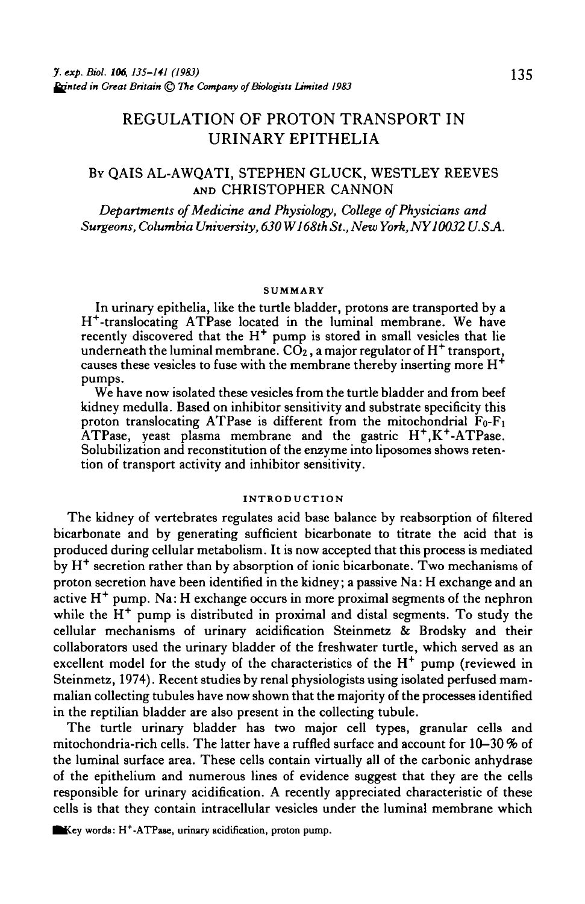# REGULATION OF PROTON TRANSPORT IN URINARY EPITHELIA

By QAIS AL-AWQATI, STEPHEN GLUCK, WESTLEY REEVES AND CHRISTOPHER CANNON

*Departments of Medicine and Physiology, College of Physicians and Surgeons, Columbia University, 630 W168th St., New York, NY10032 U.S.A.*

## SUMMARY

In urinary epithelia, like the turtle bladder, protons are transported by a $H^+$-translocating ATPase located in the luminal membrane. We have recently discovered that the $H^+$ pump is stored in small vesicles that lie underneath the luminal membrane. $CO_2$, a major regulator of $H^+$ transport, causes these vesicles to fuse with the membrane thereby inserting more $H^+$ pumps.

We have now isolated these vesicles from the turtle bladder and from beef kidney medulla. Based on inhibitor sensitivity and substrate specificity this proton translocating ATPase is different from the mitochondrial $F_0$-$F_1$ ATPase, yeast plasma membrane and the gastric $H^+,K^+$-ATPase. Solubilization and reconstitution of the enzyme into liposomes shows retention of transport activity and inhibitor sensitivity.

## INTRODUCTION

The kidney of vertebrates regulates acid base balance by reabsorption of filtered bicarbonate and by generating sufficient bicarbonate to titrate the acid that is produced during cellular metabolism. It is now accepted that this process is mediated by $H^+$ secretion rather than by absorption of ionic bicarbonate. Two mechanisms of proton secretion have been identified in the kidney; a passive Na : H exchange and an active $H^+$ pump. Na : H exchange occurs in more proximal segments of the nephron while the $H^+$ pump is distributed in proximal and distal segments. To study the cellular mechanisms of urinary acidification Steinmetz & Brodsky and their collaborators used the urinary bladder of the freshwater turtle, which served as an excellent model for the study of the characteristics of the $H^+$ pump (reviewed in Steinmetz, 1974). Recent studies by renal physiologists using isolated perfused mammalian collecting tubules have now shown that the majority of the processes identified in the reptilian bladder are also present in the collecting tubule.

The turtle urinary bladder has two major cell types, granular cells and mitochondria-rich cells. The latter have a ruffled surface and account for 10–30 % of the luminal surface area. These cells contain virtually all of the carbonic anhydrase of the epithelium and numerous lines of evidence suggest that they are the cells responsible for urinary acidification. A recently appreciated characteristic of these cells is that they contain intracellular vesicles under the luminal membrane which

Key words: $H^+$-ATPase, urinary acidification, proton pump.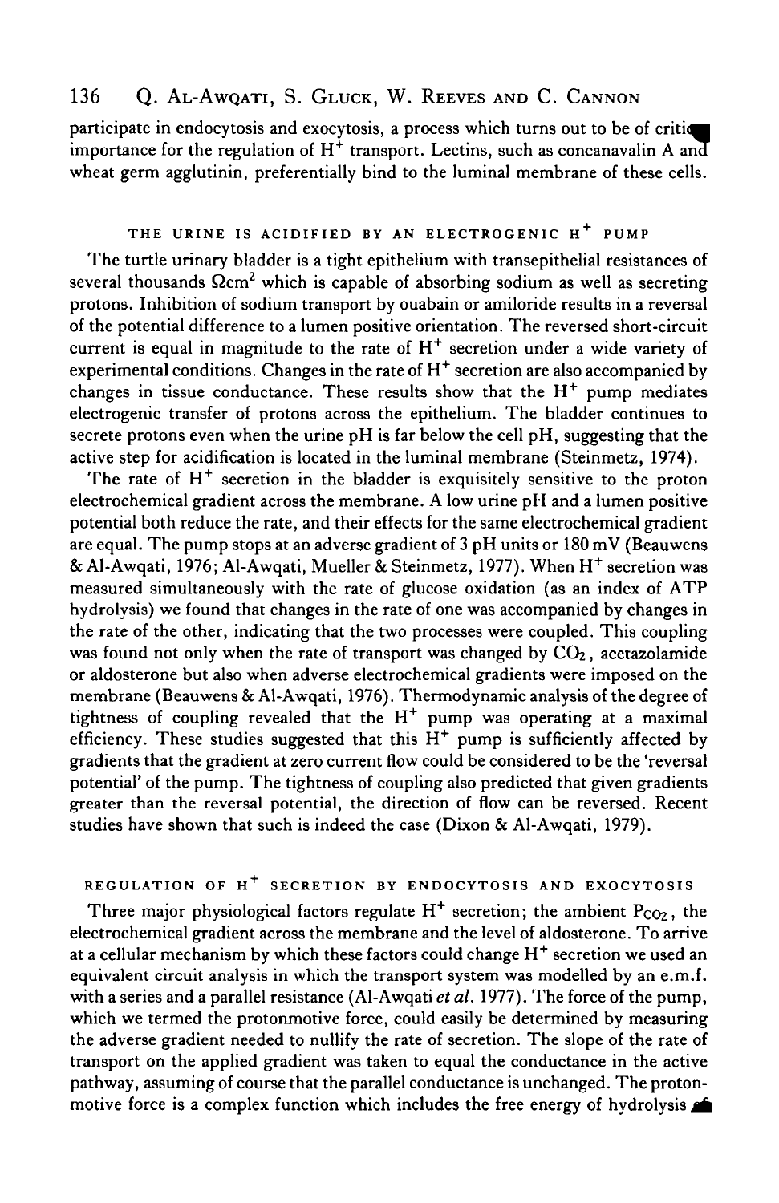participate in endocytosis and exocytosis, a process which turns out to be of critical importance for the regulation of $H^+$ transport. Lectins, such as concanavalin A and wheat germ agglutinin, preferentially bind to the luminal membrane of these cells.

## THE URINE IS ACIDIFIED BY AN ELECTROGENIC $H^+$ PUMP

The turtle urinary bladder is a tight epithelium with transepithelial resistances of several thousands $\Omega cm^2$ which is capable of absorbing sodium as well as secreting protons. Inhibition of sodium transport by ouabain or amiloride results in a reversal of the potential difference to a lumen positive orientation. The reversed short-circuit current is equal in magnitude to the rate of $H^+$ secretion under a wide variety of experimental conditions. Changes in the rate of $H^+$ secretion are also accompanied by changes in tissue conductance. These results show that the $H^+$ pump mediates electrogenic transfer of protons across the epithelium. The bladder continues to secrete protons even when the urine pH is far below the cell pH, suggesting that the active step for acidification is located in the luminal membrane (Steinmetz, 1974).

The rate of $H^+$ secretion in the bladder is exquisitely sensitive to the proton electrochemical gradient across the membrane. A low urine pH and a lumen positive potential both reduce the rate, and their effects for the same electrochemical gradient are equal. The pump stops at an adverse gradient of 3 pH units or 180 mV (Beauwens & Al-Awqati, 1976; Al-Awqati, Mueller & Steinmetz, 1977). When $H^+$ secretion was measured simultaneously with the rate of glucose oxidation (as an index of ATP hydrolysis) we found that changes in the rate of one was accompanied by changes in the rate of the other, indicating that the two processes were coupled. This coupling was found not only when the rate of transport was changed by $CO_2$, acetazolamide or aldosterone but also when adverse electrochemical gradients were imposed on the membrane (Beauwens & Al-Awqati, 1976). Thermodynamic analysis of the degree of tightness of coupling revealed that the $H^+$ pump was operating at a maximal efficiency. These studies suggested that this $H^+$ pump is sufficiently affected by gradients that the gradient at zero current flow could be considered to be the 'reversal potential' of the pump. The tightness of coupling also predicted that given gradients greater than the reversal potential, the direction of flow can be reversed. Recent studies have shown that such is indeed the case (Dixon & Al-Awqati, 1979).

## REGULATION OF $H^+$ SECRETION BY ENDOCYTOSIS AND EXOCYTOSIS

Three major physiological factors regulate $H^+$ secretion; the ambient $P_{CO_2}$, the electrochemical gradient across the membrane and the level of aldosterone. To arrive at a cellular mechanism by which these factors could change $H^+$ secretion we used an equivalent circuit analysis in which the transport system was modelled by an e.m.f. with a series and a parallel resistance (Al-Awqati *et al.* 1977). The force of the pump, which we termed the protonmotive force, could easily be determined by measuring the adverse gradient needed to nullify the rate of secretion. The slope of the rate of transport on the applied gradient was taken to equal the conductance in the active pathway, assuming of course that the parallel conductance is unchanged. The protonmotive force is a complex function which includes the free energy of hydrolysis of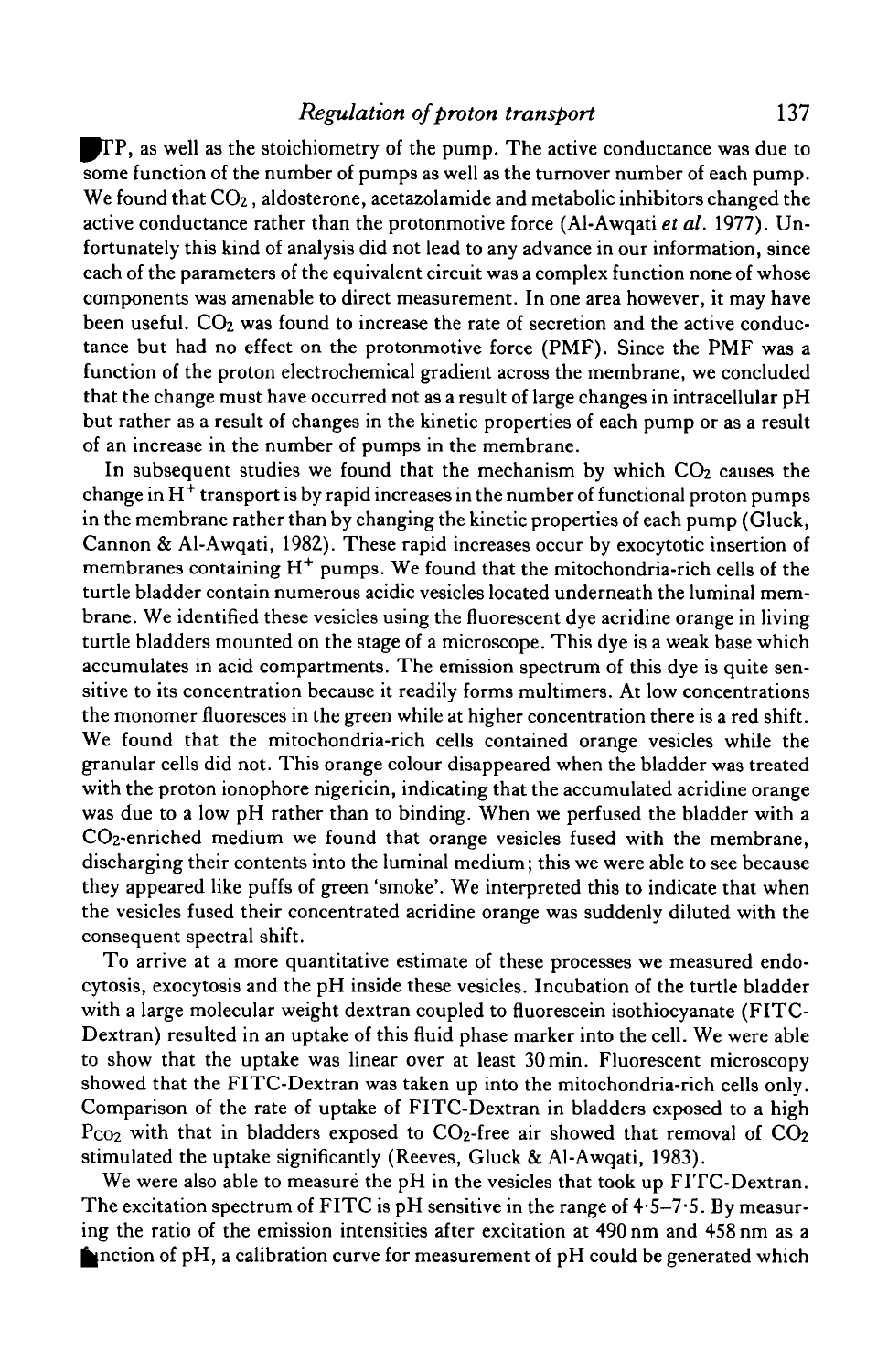ATP, as well as the stoichiometry of the pump. The active conductance was due to some function of the number of pumps as well as the turnover number of each pump. We found that $CO_2$, aldosterone, acetazolamide and metabolic inhibitors changed the active conductance rather than the protonmotive force (Al-Awqati *et al.* 1977). Unfortunately this kind of analysis did not lead to any advance in our information, since each of the parameters of the equivalent circuit was a complex function none of whose components was amenable to direct measurement. In one area however, it may have been useful. $CO_2$ was found to increase the rate of secretion and the active conductance but had no effect on the protonmotive force (PMF). Since the PMF was a function of the proton electrochemical gradient across the membrane, we concluded that the change must have occurred not as a result of large changes in intracellular pH but rather as a result of changes in the kinetic properties of each pump or as a result of an increase in the number of pumps in the membrane.

In subsequent studies we found that the mechanism by which $CO_2$ causes the change in $H^+$ transport is by rapid increases in the number of functional proton pumps in the membrane rather than by changing the kinetic properties of each pump (Gluck, Cannon & Al-Awqati, 1982). These rapid increases occur by exocytotic insertion of membranes containing $H^+$ pumps. We found that the mitochondria-rich cells of the turtle bladder contain numerous acidic vesicles located underneath the luminal membrane. We identified these vesicles using the fluorescent dye acridine orange in living turtle bladders mounted on the stage of a microscope. This dye is a weak base which accumulates in acid compartments. The emission spectrum of this dye is quite sensitive to its concentration because it readily forms multimers. At low concentrations the monomer fluoresces in the green while at higher concentration there is a red shift. We found that the mitochondria-rich cells contained orange vesicles while the granular cells did not. This orange colour disappeared when the bladder was treated with the proton ionophore nigericin, indicating that the accumulated acridine orange was due to a low pH rather than to binding. When we perfused the bladder with a $CO_2$-enriched medium we found that orange vesicles fused with the membrane, discharging their contents into the luminal medium; this we were able to see because they appeared like puffs of green 'smoke'. We interpreted this to indicate that when the vesicles fused their concentrated acridine orange was suddenly diluted with the consequent spectral shift.

To arrive at a more quantitative estimate of these processes we measured endocytosis, exocytosis and the pH inside these vesicles. Incubation of the turtle bladder with a large molecular weight dextran coupled to fluorescein isothiocyanate (FITC-Dextran) resulted in an uptake of this fluid phase marker into the cell. We were able to show that the uptake was linear over at least 30 min. Fluorescent microscopy showed that the FITC-Dextran was taken up into the mitochondria-rich cells only. Comparison of the rate of uptake of FITC-Dextran in bladders exposed to a high $P_{CO_2}$ with that in bladders exposed to $CO_2$-free air showed that removal of $CO_2$ stimulated the uptake significantly (Reeves, Gluck & Al-Awqati, 1983).

We were also able to measure the pH in the vesicles that took up FITC-Dextran. The excitation spectrum of FITC is pH sensitive in the range of 4·5–7·5. By measuring the ratio of the emission intensities after excitation at 490 nm and 458 nm as a function of pH, a calibration curve for measurement of pH could be generated which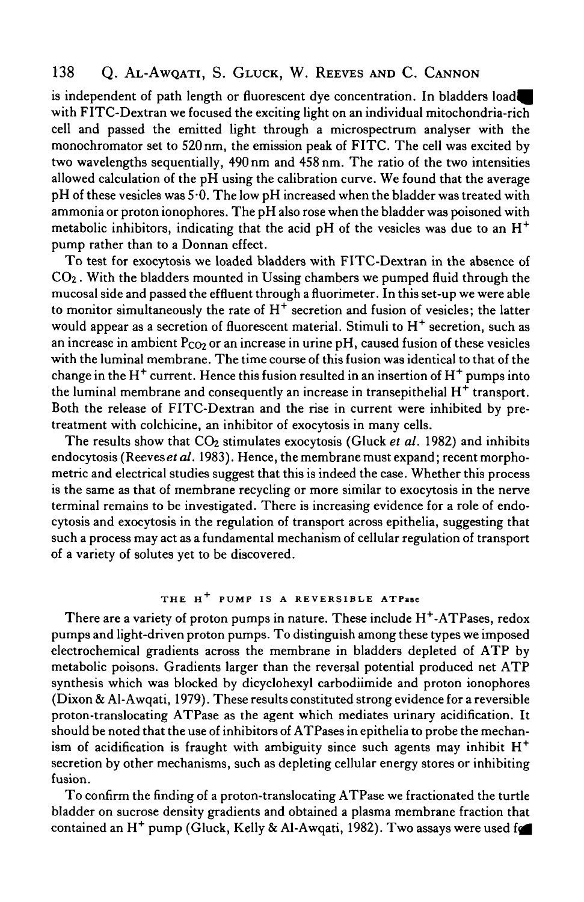is independent of path length or fluorescent dye concentration. In bladders loaded with FITC-Dextran we focused the exciting light on an individual mitochondria-rich cell and passed the emitted light through a microspectrum analyser with the monochromator set to 520 nm, the emission peak of FITC. The cell was excited by two wavelengths sequentially, 490 nm and 458 nm. The ratio of the two intensities allowed calculation of the pH using the calibration curve. We found that the average pH of these vesicles was 5·0. The low pH increased when the bladder was treated with ammonia or proton ionophores. The pH also rose when the bladder was poisoned with metabolic inhibitors, indicating that the acid pH of the vesicles was due to an $H^+$ pump rather than to a Donnan effect.

To test for exocytosis we loaded bladders with FITC-Dextran in the absence of $CO_2$. With the bladders mounted in Ussing chambers we pumped fluid through the mucosal side and passed the effluent through a fluorimeter. In this set-up we were able to monitor simultaneously the rate of $H^+$ secretion and fusion of vesicles; the latter would appear as a secretion of fluorescent material. Stimuli to $H^+$ secretion, such as an increase in ambient $P_{CO_2}$ or an increase in urine pH, caused fusion of these vesicles with the luminal membrane. The time course of this fusion was identical to that of the change in the $H^+$ current. Hence this fusion resulted in an insertion of $H^+$ pumps into the luminal membrane and consequently an increase in transepithelial $H^+$ transport. Both the release of FITC-Dextran and the rise in current were inhibited by pretreatment with colchicine, an inhibitor of exocytosis in many cells.

The results show that $CO_2$ stimulates exocytosis (Gluck *et al.* 1982) and inhibits endocytosis (Reeves *et al.* 1983). Hence, the membrane must expand; recent morphometric and electrical studies suggest that this is indeed the case. Whether this process is the same as that of membrane recycling or more similar to exocytosis in the nerve terminal remains to be investigated. There is increasing evidence for a role of endocytosis and exocytosis in the regulation of transport across epithelia, suggesting that such a process may act as a fundamental mechanism of cellular regulation of transport of a variety of solutes yet to be discovered.

## THE $H^+$ PUMP IS A REVERSIBLE ATPase

There are a variety of proton pumps in nature. These include $H^+$-ATPases, redox pumps and light-driven proton pumps. To distinguish among these types we imposed electrochemical gradients across the membrane in bladders depleted of ATP by metabolic poisons. Gradients larger than the reversal potential produced net ATP synthesis which was blocked by dicyclohexyl carbodiimide and proton ionophores (Dixon & Al-Awqati, 1979). These results constituted strong evidence for a reversible proton-translocating ATPase as the agent which mediates urinary acidification. It should be noted that the use of inhibitors of ATPases in epithelia to probe the mechanism of acidification is fraught with ambiguity since such agents may inhibit $H^+$ secretion by other mechanisms, such as depleting cellular energy stores or inhibiting fusion.

To confirm the finding of a proton-translocating ATPase we fractionated the turtle bladder on sucrose density gradients and obtained a plasma membrane fraction that contained an $H^+$ pump (Gluck, Kelly & Al-Awqati, 1982). Two assays were used for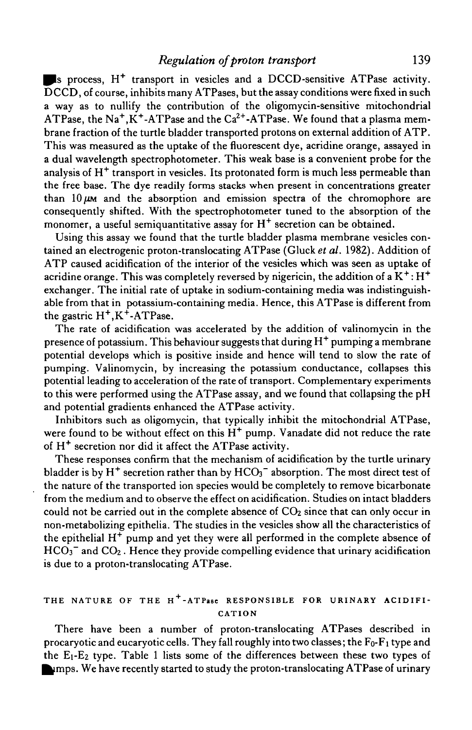this process, $H^+$ transport in vesicles and a DCCD-sensitive ATPase activity. DCCD, of course, inhibits many ATPases, but the assay conditions were fixed in such a way as to nullify the contribution of the oligomycin-sensitive mitochondrial ATPase, the $Na^+,K^+$-ATPase and the $Ca^{2+}$-ATPase. We found that a plasma membrane fraction of the turtle bladder transported protons on external addition of ATP. This was measured as the uptake of the fluorescent dye, acridine orange, assayed in a dual wavelength spectrophotometer. This weak base is a convenient probe for the analysis of $H^+$ transport in vesicles. Its protonated form is much less permeable than the free base. The dye readily forms stacks when present in concentrations greater than $10\,\mu$M and the absorption and emission spectra of the chromophore are consequently shifted. With the spectrophotometer tuned to the absorption of the monomer, a useful semiquantitative assay for $H^+$ secretion can be obtained.

Using this assay we found that the turtle bladder plasma membrane vesicles contained an electrogenic proton-translocating ATPase (Gluck *et al.* 1982). Addition of ATP caused acidification of the interior of the vesicles which was seen as uptake of acridine orange. This was completely reversed by nigericin, the addition of a $K^+:H^+$ exchanger. The initial rate of uptake in sodium-containing media was indistinguishable from that in potassium-containing media. Hence, this ATPase is different from the gastric $H^+,K^+$-ATPase.

The rate of acidification was accelerated by the addition of valinomycin in the presence of potassium. This behaviour suggests that during $H^+$ pumping a membrane potential develops which is positive inside and hence will tend to slow the rate of pumping. Valinomycin, by increasing the potassium conductance, collapses this potential leading to acceleration of the rate of transport. Complementary experiments to this were performed using the ATPase assay, and we found that collapsing the pH and potential gradients enhanced the ATPase activity.

Inhibitors such as oligomycin, that typically inhibit the mitochondrial ATPase, were found to be without effect on this $H^+$ pump. Vanadate did not reduce the rate of $H^+$ secretion nor did it affect the ATPase activity.

These responses confirm that the mechanism of acidification by the turtle urinary bladder is by $H^+$ secretion rather than by $HCO_3^-$ absorption. The most direct test of the nature of the transported ion species would be completely to remove bicarbonate from the medium and to observe the effect on acidification. Studies on intact bladders could not be carried out in the complete absence of $CO_2$ since that can only occur in non-metabolizing epithelia. The studies in the vesicles show all the characteristics of the epithelial $H^+$ pump and yet they were all performed in the complete absence of $HCO_3^-$ and $CO_2$. Hence they provide compelling evidence that urinary acidification is due to a proton-translocating ATPase.

## THE NATURE OF THE $H^+$-ATPase RESPONSIBLE FOR URINARY ACIDIFICATION

There have been a number of proton-translocating ATPases described in procaryotic and eucaryotic cells. They fall roughly into two classes; the $F_0$-$F_1$ type and the $E_1$-$E_2$ type. Table 1 lists some of the differences between these two types of pumps. We have recently started to study the proton-translocating ATPase of urinary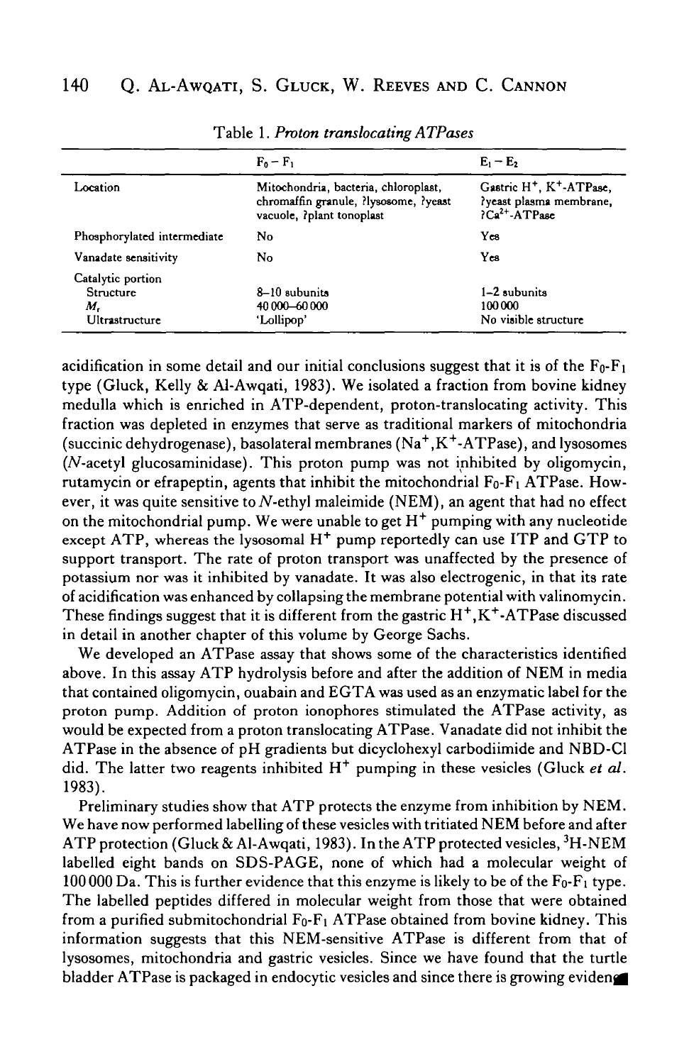Table 1. *Proton translocating ATPases*

| | $F_0-F_1$ | $E_1-E_2$ |
|---|---|---|
| Location | Mitochondria, bacteria, chloroplast, chromaffin granule, ?lysosome, ?yeast vacuole, ?plant tonoplast | Gastric $H^+$, $K^+$-ATPase, ?yeast plasma membrane, ?$Ca^{2+}$-ATPase |
| Phosphorylated intermediate | No | Yes |
| Vanadate sensitivity | No | Yes |
| Catalytic portion | | |
| Structure | 8–10 subunits | 1–2 subunits |
| $M_r$ | 40 000–60 000 | 100 000 |
| Ultrastructure | 'Lollipop' | No visible structure |

acidification in some detail and our initial conclusions suggest that it is of the $F_0$-$F_1$ type (Gluck, Kelly & Al-Awqati, 1983). We isolated a fraction from bovine kidney medulla which is enriched in ATP-dependent, proton-translocating activity. This fraction was depleted in enzymes that serve as traditional markers of mitochondria (succinic dehydrogenase), basolateral membranes ($Na^+$,$K^+$-ATPase), and lysosomes (*N*-acetyl glucosaminidase). This proton pump was not inhibited by oligomycin, rutamycin or efrapeptin, agents that inhibit the mitochondrial $F_0$-$F_1$ ATPase. However, it was quite sensitive to *N*-ethyl maleimide (NEM), an agent that had no effect on the mitochondrial pump. We were unable to get $H^+$ pumping with any nucleotide except ATP, whereas the lysosomal $H^+$ pump reportedly can use ITP and GTP to support transport. The rate of proton transport was unaffected by the presence of potassium nor was it inhibited by vanadate. It was also electrogenic, in that its rate of acidification was enhanced by collapsing the membrane potential with valinomycin. These findings suggest that it is different from the gastric $H^+$,$K^+$-ATPase discussed in detail in another chapter of this volume by George Sachs.

We developed an ATPase assay that shows some of the characteristics identified above. In this assay ATP hydrolysis before and after the addition of NEM in media that contained oligomycin, ouabain and EGTA was used as an enzymatic label for the proton pump. Addition of proton ionophores stimulated the ATPase activity, as would be expected from a proton translocating ATPase. Vanadate did not inhibit the ATPase in the absence of pH gradients but dicyclohexyl carbodiimide and NBD-Cl did. The latter two reagents inhibited $H^+$ pumping in these vesicles (Gluck *et al.* 1983).

Preliminary studies show that ATP protects the enzyme from inhibition by NEM. We have now performed labelling of these vesicles with tritiated NEM before and after ATP protection (Gluck & Al-Awqati, 1983). In the ATP protected vesicles, $^3H$-NEM labelled eight bands on SDS-PAGE, none of which had a molecular weight of 100 000 Da. This is further evidence that this enzyme is likely to be of the $F_0$-$F_1$ type. The labelled peptides differed in molecular weight from those that were obtained from a purified submitochondrial $F_0$-$F_1$ ATPase obtained from bovine kidney. This information suggests that this NEM-sensitive ATPase is different from that of lysosomes, mitochondria and gastric vesicles. Since we have found that the turtle bladder ATPase is packaged in endocytic vesicles and since there is growing evidence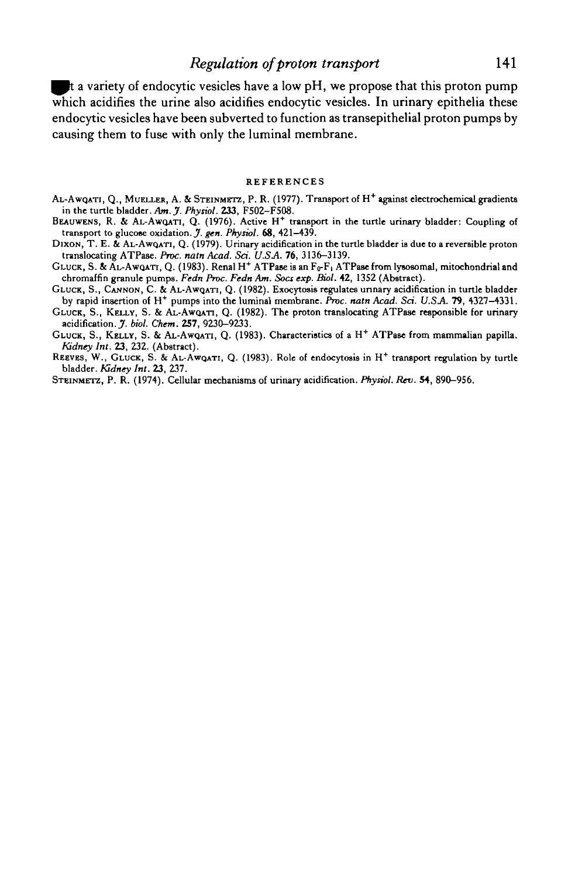...t a variety of endocytic vesicles have a low pH, we propose that this proton pump which acidifies the urine also acidifies endocytic vesicles. In urinary epithelia these endocytic vesicles have been subverted to function as transepithelial proton pumps by causing them to fuse with only the luminal membrane.

## REFERENCES

AL-AWQATI, Q., MUELLER, A. & STEINMETZ, P. R. (1977). Transport of $H^+$ against electrochemical gradients in the turtle bladder. *Am. J. Physiol.* **233**, F502–F508.

BEAUWENS, R. & AL-AWQATI, Q. (1976). Active $H^+$ transport in the turtle urinary bladder: Coupling of transport to glucose oxidation. *J. gen. Physiol.* **68**, 421–439.

DIXON, T. E. & AL-AWQATI, Q. (1979). Urinary acidification in the turtle bladder is due to a reversible proton translocating ATPase. *Proc. natn Acad. Sci. U.S.A.* **76**, 3136–3139.

GLUCK, S. & AL-AWQATI, Q. (1983). Renal $H^+$ ATPase is an $F_0$-$F_1$ ATPase from lysosomal, mitochondrial and chromaffin granule pumps. *Fedn Proc. Fedn Am. Socs exp. Biol.* **42**, 1352 (Abstract).

GLUCK, S., CANNON, C. & AL-AWQATI, Q. (1982). Exocytosis regulates urinary acidification in turtle bladder by rapid insertion of $H^+$ pumps into the luminal membrane. *Proc. natn Acad. Sci. U.S.A.* **79**, 4327–4331.

GLUCK, S., KELLY, S. & AL-AWQATI, Q. (1982). The proton translocating ATPase responsible for urinary acidification. *J. biol. Chem.* **257**, 9230–9233.

GLUCK, S., KELLY, S. & AL-AWQATI, Q. (1983). Characteristics of a $H^+$ ATPase from mammalian papilla. *Kidney Int.* **23**, 232. (Abstract).

REEVES, W., GLUCK, S. & AL-AWQATI, Q. (1983). Role of endocytosis in $H^+$ transport regulation by turtle bladder. *Kidney Int.* **23**, 237.

STEINMETZ, P. R. (1974). Cellular mechanisms of urinary acidification. *Physiol. Rev.* **54**, 890–956.